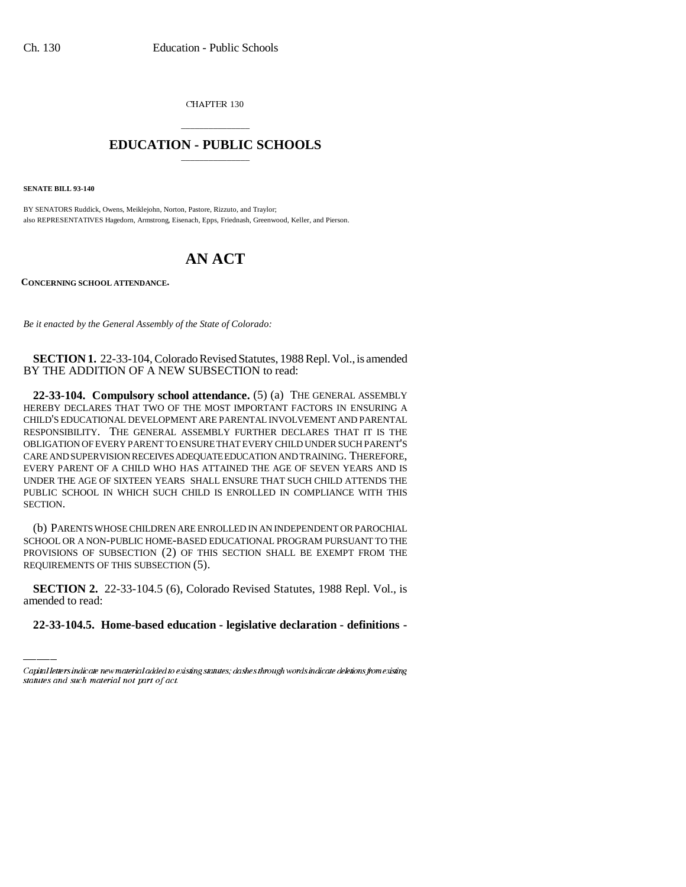CHAPTER 130

# EDUCATION - PUBLIC SCHOOLS

**SENATE BILL 93-140**

BY SENATORS Ruddick, Owens, Meiklejohn, Norton, Pastore, Rizzuto, and Traylor;
also REPRESENTATIVES Hagedorn, Armstrong, Eisenach, Epps, Friednash, Greenwood, Keller, and Pierson.

# AN ACT

**CONCERNING SCHOOL ATTENDANCE.**

*Be it enacted by the General Assembly of the State of Colorado:*

**SECTION 1.** 22-33-104, Colorado Revised Statutes, 1988 Repl. Vol., is amended BY THE ADDITION OF A NEW SUBSECTION to read:

**22-33-104. Compulsory school attendance.** (5) (a) THE GENERAL ASSEMBLY HEREBY DECLARES THAT TWO OF THE MOST IMPORTANT FACTORS IN ENSURING A CHILD'S EDUCATIONAL DEVELOPMENT ARE PARENTAL INVOLVEMENT AND PARENTAL RESPONSIBILITY. THE GENERAL ASSEMBLY FURTHER DECLARES THAT IT IS THE OBLIGATION OF EVERY PARENT TO ENSURE THAT EVERY CHILD UNDER SUCH PARENT'S CARE AND SUPERVISION RECEIVES ADEQUATE EDUCATION AND TRAINING. THEREFORE, EVERY PARENT OF A CHILD WHO HAS ATTAINED THE AGE OF SEVEN YEARS AND IS UNDER THE AGE OF SIXTEEN YEARS SHALL ENSURE THAT SUCH CHILD ATTENDS THE PUBLIC SCHOOL IN WHICH SUCH CHILD IS ENROLLED IN COMPLIANCE WITH THIS SECTION.

(b) PARENTS WHOSE CHILDREN ARE ENROLLED IN AN INDEPENDENT OR PAROCHIAL SCHOOL OR A NON-PUBLIC HOME-BASED EDUCATIONAL PROGRAM PURSUANT TO THE PROVISIONS OF SUBSECTION (2) OF THIS SECTION SHALL BE EXEMPT FROM THE REQUIREMENTS OF THIS SUBSECTION (5).

**SECTION 2.** 22-33-104.5 (6), Colorado Revised Statutes, 1988 Repl. Vol., is amended to read:

**22-33-104.5. Home-based education - legislative declaration - definitions -**

Capital letters indicate new material added to existing statutes; dashes through words indicate deletions from existing statutes and such material not part of act.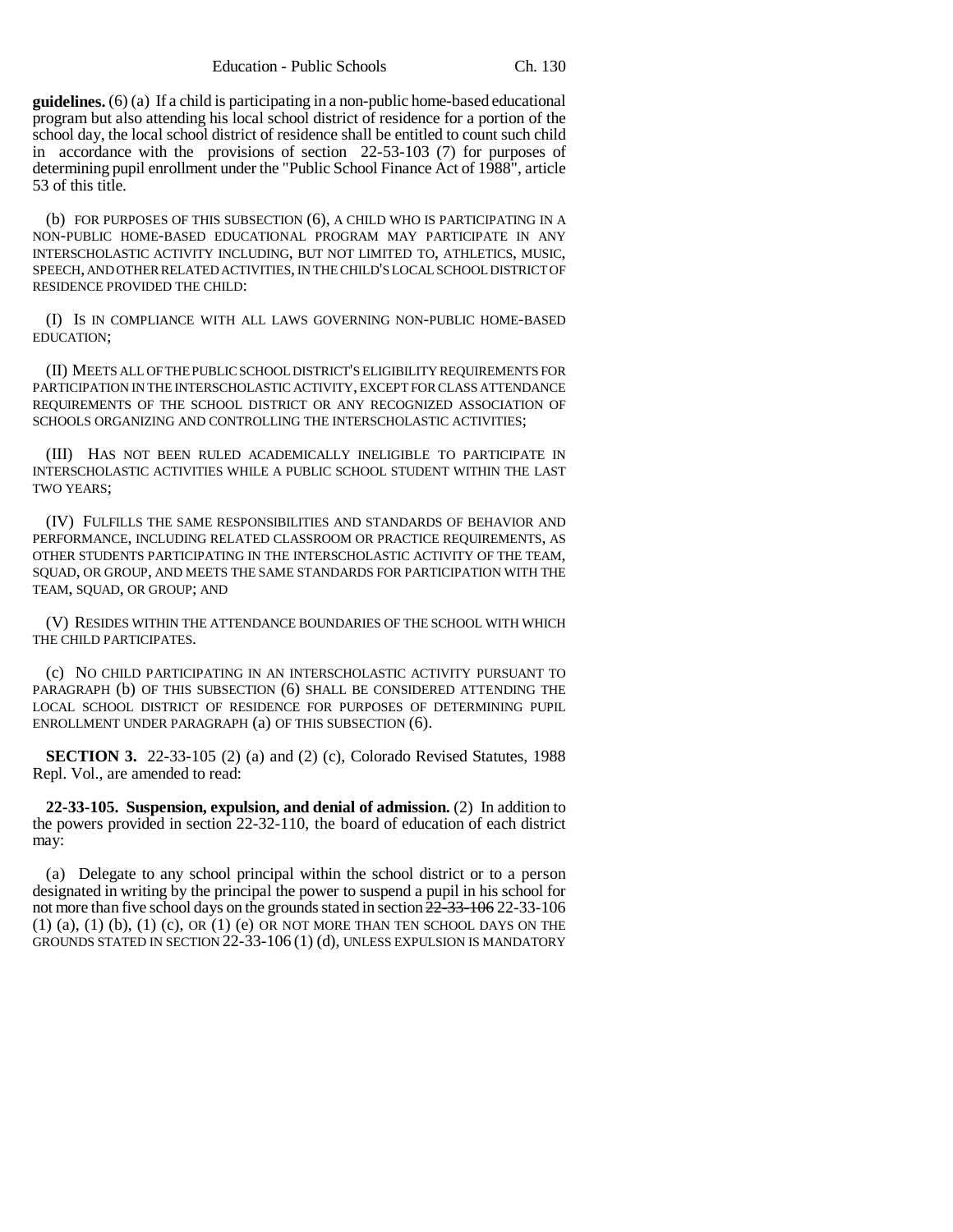**guidelines.** (6) (a) If a child is participating in a non-public home-based educational program but also attending his local school district of residence for a portion of the school day, the local school district of residence shall be entitled to count such child in accordance with the provisions of section 22-53-103 (7) for purposes of determining pupil enrollment under the "Public School Finance Act of 1988", article 53 of this title.

(b) FOR PURPOSES OF THIS SUBSECTION (6), A CHILD WHO IS PARTICIPATING IN A NON-PUBLIC HOME-BASED EDUCATIONAL PROGRAM MAY PARTICIPATE IN ANY INTERSCHOLASTIC ACTIVITY INCLUDING, BUT NOT LIMITED TO, ATHLETICS, MUSIC, SPEECH, AND OTHER RELATED ACTIVITIES, IN THE CHILD'S LOCAL SCHOOL DISTRICT OF RESIDENCE PROVIDED THE CHILD:

(I) IS IN COMPLIANCE WITH ALL LAWS GOVERNING NON-PUBLIC HOME-BASED EDUCATION;

(II) MEETS ALL OF THE PUBLIC SCHOOL DISTRICT'S ELIGIBILITY REQUIREMENTS FOR PARTICIPATION IN THE INTERSCHOLASTIC ACTIVITY, EXCEPT FOR CLASS ATTENDANCE REQUIREMENTS OF THE SCHOOL DISTRICT OR ANY RECOGNIZED ASSOCIATION OF SCHOOLS ORGANIZING AND CONTROLLING THE INTERSCHOLASTIC ACTIVITIES;

(III) HAS NOT BEEN RULED ACADEMICALLY INELIGIBLE TO PARTICIPATE IN INTERSCHOLASTIC ACTIVITIES WHILE A PUBLIC SCHOOL STUDENT WITHIN THE LAST TWO YEARS;

(IV) FULFILLS THE SAME RESPONSIBILITIES AND STANDARDS OF BEHAVIOR AND PERFORMANCE, INCLUDING RELATED CLASSROOM OR PRACTICE REQUIREMENTS, AS OTHER STUDENTS PARTICIPATING IN THE INTERSCHOLASTIC ACTIVITY OF THE TEAM, SQUAD, OR GROUP, AND MEETS THE SAME STANDARDS FOR PARTICIPATION WITH THE TEAM, SQUAD, OR GROUP; AND

(V) RESIDES WITHIN THE ATTENDANCE BOUNDARIES OF THE SCHOOL WITH WHICH THE CHILD PARTICIPATES.

(c) NO CHILD PARTICIPATING IN AN INTERSCHOLASTIC ACTIVITY PURSUANT TO PARAGRAPH (b) OF THIS SUBSECTION (6) SHALL BE CONSIDERED ATTENDING THE LOCAL SCHOOL DISTRICT OF RESIDENCE FOR PURPOSES OF DETERMINING PUPIL ENROLLMENT UNDER PARAGRAPH (a) OF THIS SUBSECTION (6).

**SECTION 3.** 22-33-105 (2) (a) and (2) (c), Colorado Revised Statutes, 1988 Repl. Vol., are amended to read:

**22-33-105. Suspension, expulsion, and denial of admission.** (2) In addition to the powers provided in section 22-32-110, the board of education of each district may:

(a) Delegate to any school principal within the school district or to a person designated in writing by the principal the power to suspend a pupil in his school for not more than five school days on the grounds stated in section ~~22-33-106~~ 22-33-106 (1) (a), (1) (b), (1) (c), OR (1) (e) OR NOT MORE THAN TEN SCHOOL DAYS ON THE GROUNDS STATED IN SECTION 22-33-106 (1) (d), UNLESS EXPULSION IS MANDATORY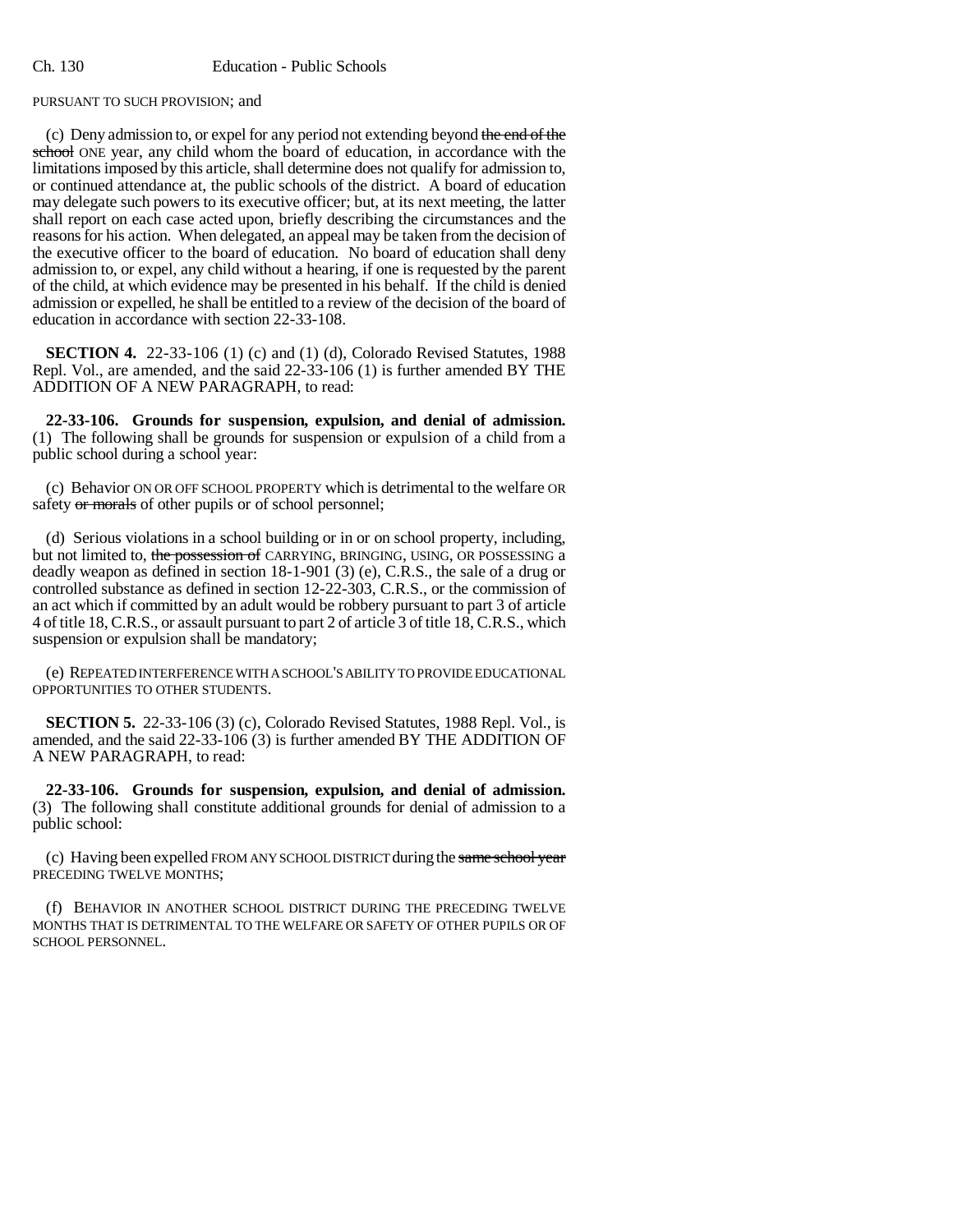PURSUANT TO SUCH PROVISION; and

(c) Deny admission to, or expel for any period not extending beyond ~~the end of the school~~ ONE year, any child whom the board of education, in accordance with the limitations imposed by this article, shall determine does not qualify for admission to, or continued attendance at, the public schools of the district. A board of education may delegate such powers to its executive officer; but, at its next meeting, the latter shall report on each case acted upon, briefly describing the circumstances and the reasons for his action. When delegated, an appeal may be taken from the decision of the executive officer to the board of education. No board of education shall deny admission to, or expel, any child without a hearing, if one is requested by the parent of the child, at which evidence may be presented in his behalf. If the child is denied admission or expelled, he shall be entitled to a review of the decision of the board of education in accordance with section 22-33-108.

**SECTION 4.** 22-33-106 (1) (c) and (1) (d), Colorado Revised Statutes, 1988 Repl. Vol., are amended, and the said 22-33-106 (1) is further amended BY THE ADDITION OF A NEW PARAGRAPH, to read:

**22-33-106. Grounds for suspension, expulsion, and denial of admission.** (1) The following shall be grounds for suspension or expulsion of a child from a public school during a school year:

(c) Behavior ON OR OFF SCHOOL PROPERTY which is detrimental to the welfare OR safety ~~or morals~~ of other pupils or of school personnel;

(d) Serious violations in a school building or in or on school property, including, but not limited to, ~~the possession of~~ CARRYING, BRINGING, USING, OR POSSESSING a deadly weapon as defined in section 18-1-901 (3) (e), C.R.S., the sale of a drug or controlled substance as defined in section 12-22-303, C.R.S., or the commission of an act which if committed by an adult would be robbery pursuant to part 3 of article 4 of title 18, C.R.S., or assault pursuant to part 2 of article 3 of title 18, C.R.S., which suspension or expulsion shall be mandatory;

(e) REPEATED INTERFERENCE WITH A SCHOOL'S ABILITY TO PROVIDE EDUCATIONAL OPPORTUNITIES TO OTHER STUDENTS.

**SECTION 5.** 22-33-106 (3) (c), Colorado Revised Statutes, 1988 Repl. Vol., is amended, and the said 22-33-106 (3) is further amended BY THE ADDITION OF A NEW PARAGRAPH, to read:

**22-33-106. Grounds for suspension, expulsion, and denial of admission.** (3) The following shall constitute additional grounds for denial of admission to a public school:

(c) Having been expelled FROM ANY SCHOOL DISTRICT during the ~~same school year~~ PRECEDING TWELVE MONTHS;

(f) BEHAVIOR IN ANOTHER SCHOOL DISTRICT DURING THE PRECEDING TWELVE MONTHS THAT IS DETRIMENTAL TO THE WELFARE OR SAFETY OF OTHER PUPILS OR OF SCHOOL PERSONNEL.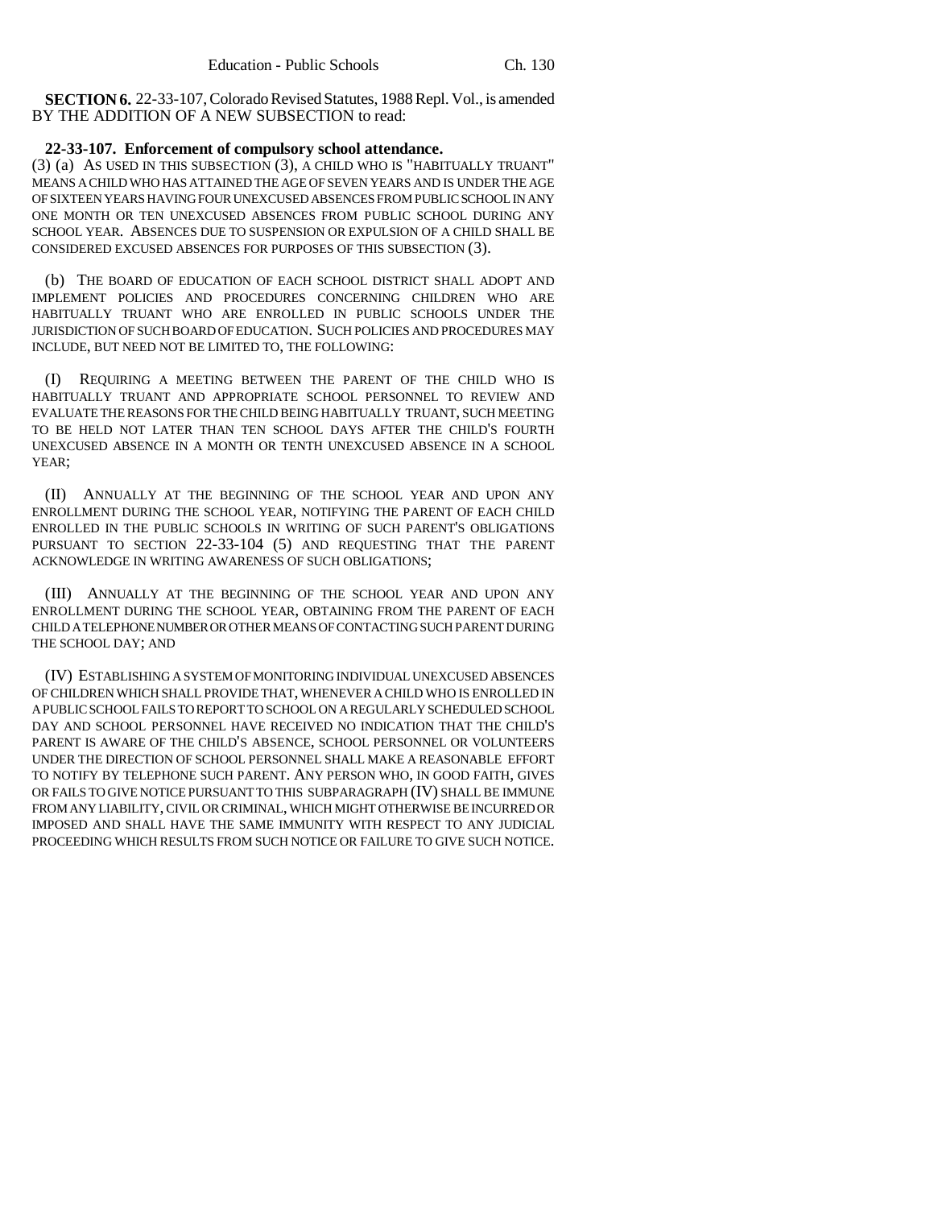**SECTION 6.** 22-33-107, Colorado Revised Statutes, 1988 Repl. Vol., is amended BY THE ADDITION OF A NEW SUBSECTION to read:

**22-33-107. Enforcement of compulsory school attendance.**
(3) (a) AS USED IN THIS SUBSECTION (3), A CHILD WHO IS "HABITUALLY TRUANT" MEANS A CHILD WHO HAS ATTAINED THE AGE OF SEVEN YEARS AND IS UNDER THE AGE OF SIXTEEN YEARS HAVING FOUR UNEXCUSED ABSENCES FROM PUBLIC SCHOOL IN ANY ONE MONTH OR TEN UNEXCUSED ABSENCES FROM PUBLIC SCHOOL DURING ANY SCHOOL YEAR. ABSENCES DUE TO SUSPENSION OR EXPULSION OF A CHILD SHALL BE CONSIDERED EXCUSED ABSENCES FOR PURPOSES OF THIS SUBSECTION (3).

(b) THE BOARD OF EDUCATION OF EACH SCHOOL DISTRICT SHALL ADOPT AND IMPLEMENT POLICIES AND PROCEDURES CONCERNING CHILDREN WHO ARE HABITUALLY TRUANT WHO ARE ENROLLED IN PUBLIC SCHOOLS UNDER THE JURISDICTION OF SUCH BOARD OF EDUCATION. SUCH POLICIES AND PROCEDURES MAY INCLUDE, BUT NEED NOT BE LIMITED TO, THE FOLLOWING:

(I) REQUIRING A MEETING BETWEEN THE PARENT OF THE CHILD WHO IS HABITUALLY TRUANT AND APPROPRIATE SCHOOL PERSONNEL TO REVIEW AND EVALUATE THE REASONS FOR THE CHILD BEING HABITUALLY TRUANT, SUCH MEETING TO BE HELD NOT LATER THAN TEN SCHOOL DAYS AFTER THE CHILD'S FOURTH UNEXCUSED ABSENCE IN A MONTH OR TENTH UNEXCUSED ABSENCE IN A SCHOOL YEAR;

(II) ANNUALLY AT THE BEGINNING OF THE SCHOOL YEAR AND UPON ANY ENROLLMENT DURING THE SCHOOL YEAR, NOTIFYING THE PARENT OF EACH CHILD ENROLLED IN THE PUBLIC SCHOOLS IN WRITING OF SUCH PARENT'S OBLIGATIONS PURSUANT TO SECTION 22-33-104 (5) AND REQUESTING THAT THE PARENT ACKNOWLEDGE IN WRITING AWARENESS OF SUCH OBLIGATIONS;

(III) ANNUALLY AT THE BEGINNING OF THE SCHOOL YEAR AND UPON ANY ENROLLMENT DURING THE SCHOOL YEAR, OBTAINING FROM THE PARENT OF EACH CHILD A TELEPHONE NUMBER OR OTHER MEANS OF CONTACTING SUCH PARENT DURING THE SCHOOL DAY; AND

(IV) ESTABLISHING A SYSTEM OF MONITORING INDIVIDUAL UNEXCUSED ABSENCES OF CHILDREN WHICH SHALL PROVIDE THAT, WHENEVER A CHILD WHO IS ENROLLED IN A PUBLIC SCHOOL FAILS TO REPORT TO SCHOOL ON A REGULARLY SCHEDULED SCHOOL DAY AND SCHOOL PERSONNEL HAVE RECEIVED NO INDICATION THAT THE CHILD'S PARENT IS AWARE OF THE CHILD'S ABSENCE, SCHOOL PERSONNEL OR VOLUNTEERS UNDER THE DIRECTION OF SCHOOL PERSONNEL SHALL MAKE A REASONABLE EFFORT TO NOTIFY BY TELEPHONE SUCH PARENT. ANY PERSON WHO, IN GOOD FAITH, GIVES OR FAILS TO GIVE NOTICE PURSUANT TO THIS SUBPARAGRAPH (IV) SHALL BE IMMUNE FROM ANY LIABILITY, CIVIL OR CRIMINAL, WHICH MIGHT OTHERWISE BE INCURRED OR IMPOSED AND SHALL HAVE THE SAME IMMUNITY WITH RESPECT TO ANY JUDICIAL PROCEEDING WHICH RESULTS FROM SUCH NOTICE OR FAILURE TO GIVE SUCH NOTICE.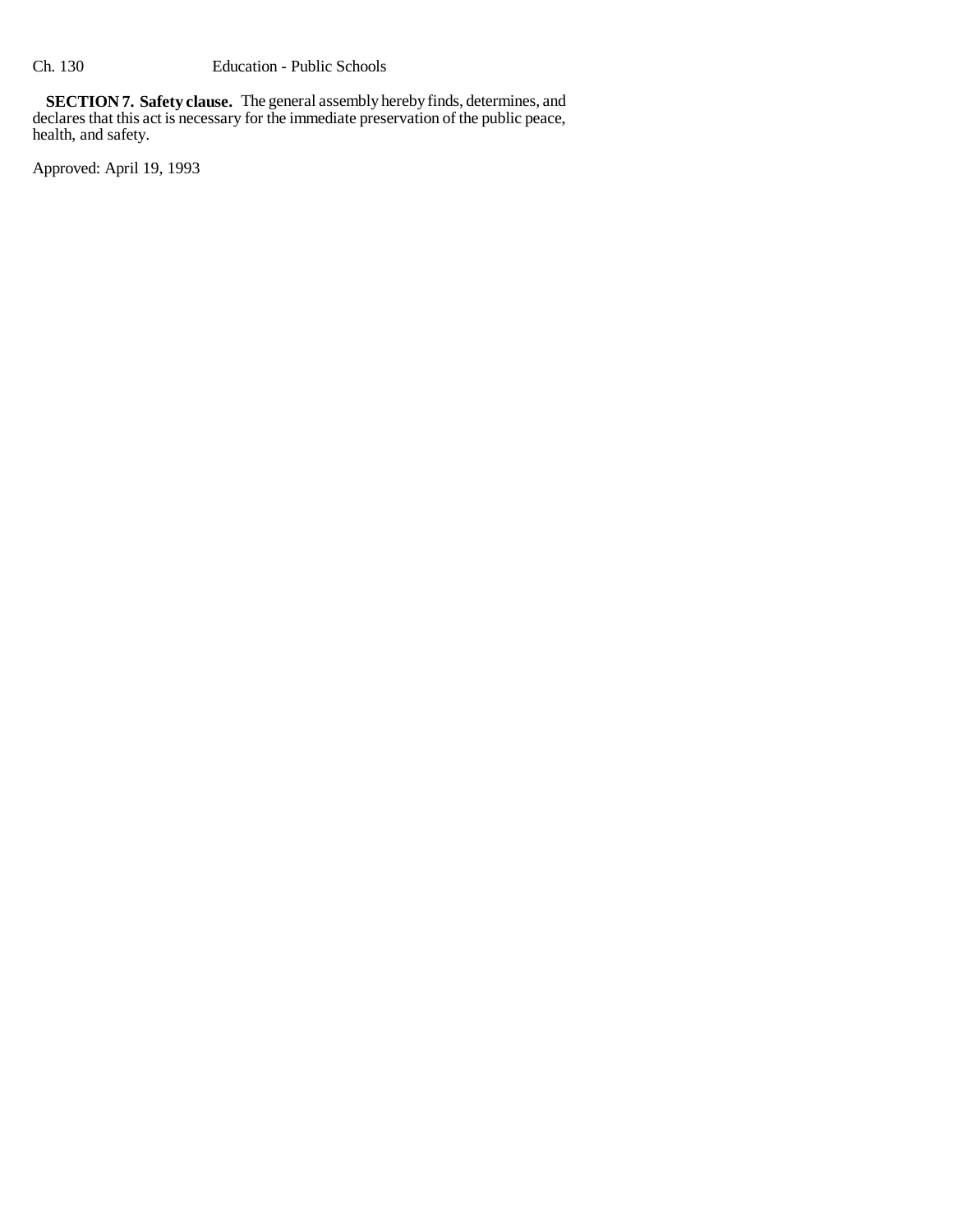**SECTION 7. Safety clause.** The general assembly hereby finds, determines, and declares that this act is necessary for the immediate preservation of the public peace, health, and safety.

Approved: April 19, 1993